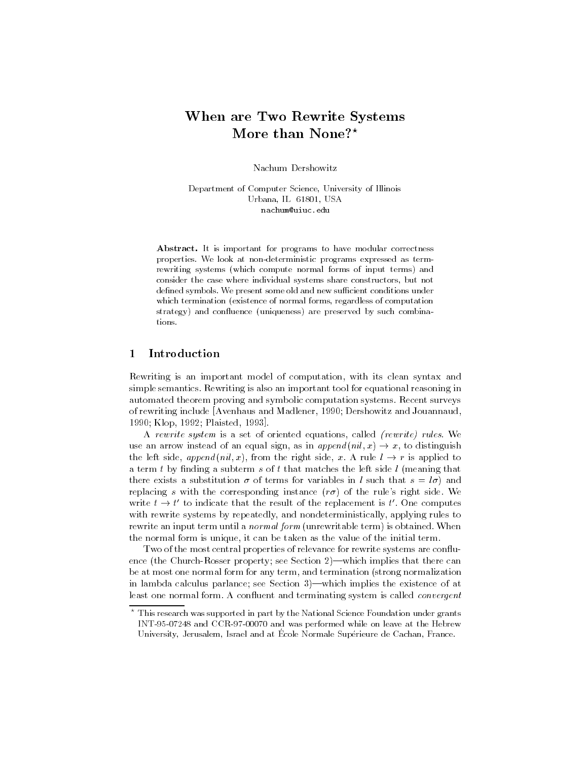# When are Two Rewrite Systems More than None?*

Nachum Dershowitz

Department of Computer Science, University of Illinois
Urbana, IL 61801, USA
nachum@uiuc.edu

**Abstract.** It is important for programs to have modular correctness properties. We look at non-deterministic programs expressed as term-rewriting systems (which compute normal forms of input terms) and consider the case where individual systems share constructors, but not defined symbols. We present some old and new sufficient conditions under which termination (existence of normal forms, regardless of computation strategy) and confluence (uniqueness) are preserved by such combinations.

## 1 Introduction

Rewriting is an important model of computation, with its clean syntax and simple semantics. Rewriting is also an important tool for equational reasoning in automated theorem proving and symbolic computation systems. Recent surveys of rewriting include [Avenhaus and Madlener, 1990; Dershowitz and Jouannaud, 1990; Klop, 1992; Plaisted, 1993].

A *rewrite system* is a set of oriented equations, called *(rewrite) rules*. We use an arrow instead of an equal sign, as in $append(nil, x) \rightarrow x$, to distinguish the left side, $append(nil, x)$, from the right side, $x$. A rule $l \rightarrow r$ is applied to a term $t$ by finding a subterm $s$ of $t$ that matches the left side $l$ (meaning that there exists a substitution $\sigma$ of terms for variables in $l$ such that $s = l\sigma$) and replacing $s$ with the corresponding instance ($r\sigma$) of the rule's right side. We write $t \rightarrow t'$ to indicate that the result of the replacement is $t'$. One computes with rewrite systems by repeatedly, and nondeterministically, applying rules to rewrite an input term until a *normal form* (unrewritable term) is obtained. When the normal form is unique, it can be taken as the value of the initial term.

Two of the most central properties of relevance for rewrite systems are confluence (the Church-Rosser property; see Section 2)—which implies that there can be at most one normal form for any term, and termination (strong normalization in lambda calculus parlance; see Section 3)—which implies the existence of at least one normal form. A confluent and terminating system is called *convergent*

---

* This research was supported in part by the National Science Foundation under grants INT-95-07248 and CCR-97-00070 and was performed while on leave at the Hebrew University, Jerusalem, Israel and at École Normale Supérieure de Cachan, France.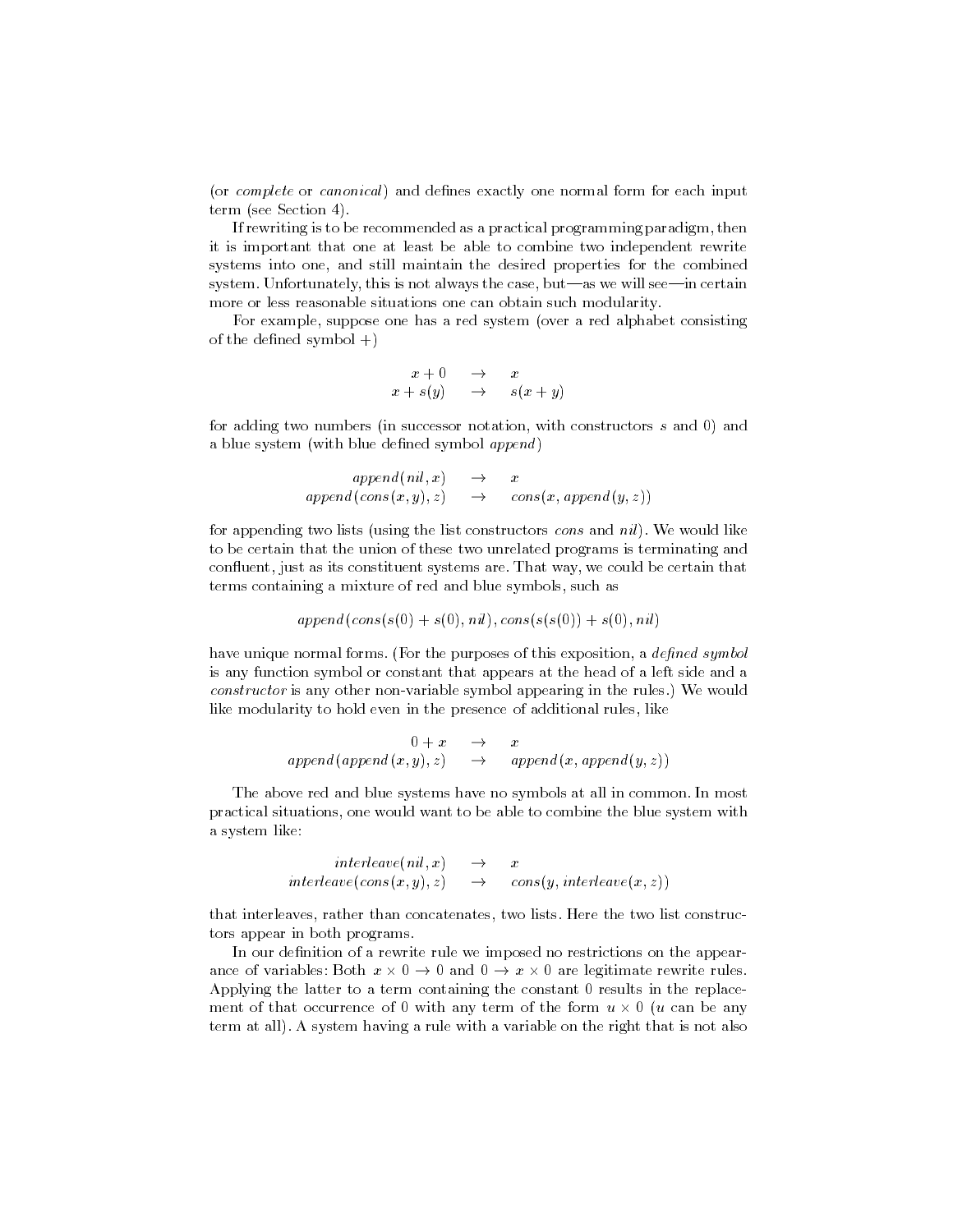(or *complete* or *canonical*) and defines exactly one normal form for each input term (see Section 4).

If rewriting is to be recommended as a practical programming paradigm, then it is important that one at least be able to combine two independent rewrite systems into one, and still maintain the desired properties for the combined system. Unfortunately, this is not always the case, but—as we will see—in certain more or less reasonable situations one can obtain such modularity.

For example, suppose one has a red system (over a red alphabet consisting of the defined symbol +)

$$
\begin{array}{rcl}
x + 0 & \rightarrow & x \\
x + s(y) & \rightarrow & s(x + y)
\end{array}
$$

for adding two numbers (in successor notation, with constructors $s$ and 0) and a blue system (with blue defined symbol *append*)

$$
\begin{array}{rcl}
\mathit{append}(\mathit{nil}, x) & \rightarrow & x \\
\mathit{append}(\mathit{cons}(x, y), z) & \rightarrow & \mathit{cons}(x, \mathit{append}(y, z))
\end{array}
$$

for appending two lists (using the list constructors *cons* and *nil*). We would like to be certain that the union of these two unrelated programs is terminating and confluent, just as its constituent systems are. That way, we could be certain that terms containing a mixture of red and blue symbols, such as

$$
\mathit{append}(\mathit{cons}(s(0) + s(0), \mathit{nil}), \mathit{cons}(s(s(0)) + s(0), \mathit{nil})
$$

have unique normal forms. (For the purposes of this exposition, a *defined symbol* is any function symbol or constant that appears at the head of a left side and a *constructor* is any other non-variable symbol appearing in the rules.) We would like modularity to hold even in the presence of additional rules, like

$$
\begin{array}{rcl}
0 + x & \rightarrow & x \\
\mathit{append}(\mathit{append}(x, y), z) & \rightarrow & \mathit{append}(x, \mathit{append}(y, z))
\end{array}
$$

The above red and blue systems have no symbols at all in common. In most practical situations, one would want to be able to combine the blue system with a system like:

$$
\begin{array}{rcl}
\mathit{interleave}(\mathit{nil}, x) & \rightarrow & x \\
\mathit{interleave}(\mathit{cons}(x, y), z) & \rightarrow & \mathit{cons}(y, \mathit{interleave}(x, z))
\end{array}
$$

that interleaves, rather than concatenates, two lists. Here the two list constructors appear in both programs.

In our definition of a rewrite rule we imposed no restrictions on the appearance of variables: Both $x \times 0 \rightarrow 0$ and $0 \rightarrow x \times 0$ are legitimate rewrite rules. Applying the latter to a term containing the constant 0 results in the replacement of that occurrence of 0 with any term of the form $u \times 0$ ($u$ can be any term at all). A system having a rule with a variable on the right that is not also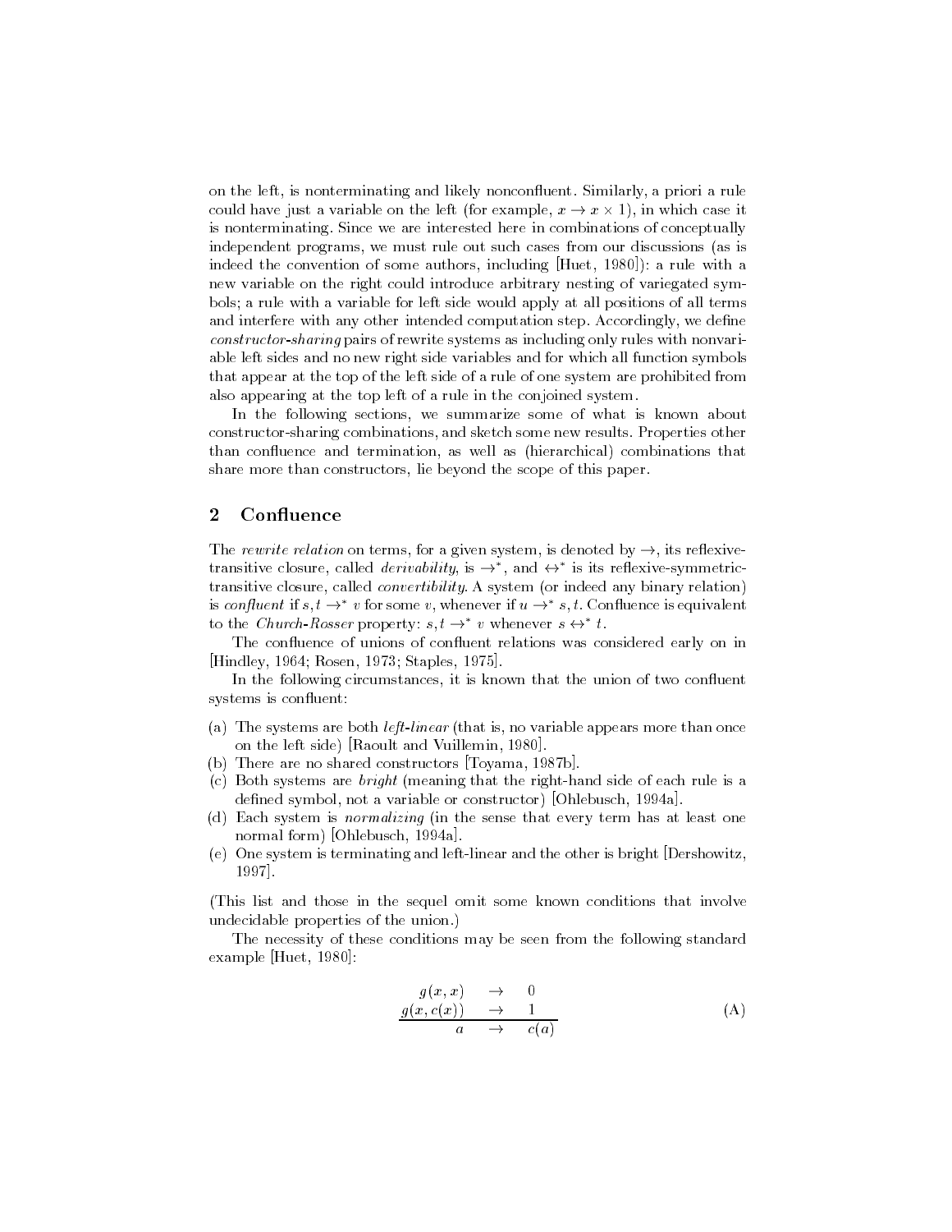on the left, is nonterminating and likely nonconfluent. Similarly, a priori a rule could have just a variable on the left (for example, $x \to x \times 1$), in which case it is nonterminating. Since we are interested here in combinations of conceptually independent programs, we must rule out such cases from our discussions (as is indeed the convention of some authors, including [Huet, 1980]): a rule with a new variable on the right could introduce arbitrary nesting of variegated symbols; a rule with a variable for left side would apply at all positions of all terms and interfere with any other intended computation step. Accordingly, we define *constructor-sharing* pairs of rewrite systems as including only rules with nonvariable left sides and no new right side variables and for which all function symbols that appear at the top of the left side of a rule of one system are prohibited from also appearing at the top left of a rule in the conjoined system.

In the following sections, we summarize some of what is known about constructor-sharing combinations, and sketch some new results. Properties other than confluence and termination, as well as (hierarchical) combinations that share more than constructors, lie beyond the scope of this paper.

## 2 Confluence

The *rewrite relation* on terms, for a given system, is denoted by $\to$, its reflexive-transitive closure, called *derivability*, is $\to^*$, and $\leftrightarrow^*$ is its reflexive-symmetric-transitive closure, called *convertibility*. A system (or indeed any binary relation) is *confluent* if $s, t \to^* v$ for some $v$, whenever if $u \to^* s, t$. Confluence is equivalent to the *Church-Rosser* property: $s, t \to^* v$ whenever $s \leftrightarrow^* t$.

The confluence of unions of confluent relations was considered early on in [Hindley, 1964; Rosen, 1973; Staples, 1975].

In the following circumstances, it is known that the union of two confluent systems is confluent:

(a) The systems are both *left-linear* (that is, no variable appears more than once on the left side) [Raoult and Vuillemin, 1980].
(b) There are no shared constructors [Toyama, 1987b].
(c) Both systems are *bright* (meaning that the right-hand side of each rule is a defined symbol, not a variable or constructor) [Ohlebusch, 1994a].
(d) Each system is *normalizing* (in the sense that every term has at least one normal form) [Ohlebusch, 1994a].
(e) One system is terminating and left-linear and the other is bright [Dershowitz, 1997].

(This list and those in the sequel omit some known conditions that involve undecidable properties of the union.)

The necessity of these conditions may be seen from the following standard example [Huet, 1980]:

$$\begin{array}{rcl} g(x,x) & \to & 0 \\ g(x,c(x)) & \to & 1 \\ \hline a & \to & c(a) \end{array} \tag{A}$$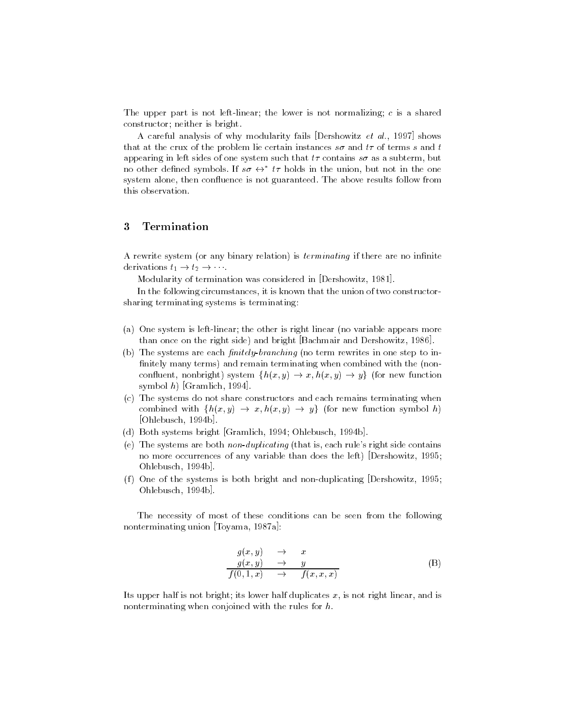The upper part is not left-linear; the lower is not normalizing; $c$ is a shared constructor; neither is bright.

A careful analysis of why modularity fails [Dershowitz *et al.*, 1997] shows that at the crux of the problem lie certain instances $s\sigma$ and $t\tau$ of terms $s$ and $t$ appearing in left sides of one system such that $t\tau$ contains $s\sigma$ as a subterm, but no other defined symbols. If $s\sigma \leftrightarrow^* t\tau$ holds in the union, but not in the one system alone, then confluence is not guaranteed. The above results follow from this observation.

## 3 Termination

A rewrite system (or any binary relation) is *terminating* if there are no infinite derivations $t_1 \rightarrow t_2 \rightarrow \cdots$.

Modularity of termination was considered in [Dershowitz, 1981].

In the following circumstances, it is known that the union of two constructor-sharing terminating systems is terminating:

(a) One system is left-linear; the other is right linear (no variable appears more than once on the right side) and bright [Bachmair and Dershowitz, 1986].

(b) The systems are each *finitely-branching* (no term rewrites in one step to infinitely many terms) and remain terminating when combined with the (non-confluent, nonbright) system $\{h(x,y) \rightarrow x, h(x,y) \rightarrow y\}$ (for new function symbol $h$) [Gramlich, 1994].

(c) The systems do not share constructors and each remains terminating when combined with $\{h(x,y) \rightarrow x, h(x,y) \rightarrow y\}$ (for new function symbol $h$) [Ohlebusch, 1994b].

(d) Both systems bright [Gramlich, 1994; Ohlebusch, 1994b].

(e) The systems are both *non-duplicating* (that is, each rule's right side contains no more occurrences of any variable than does the left) [Dershowitz, 1995; Ohlebusch, 1994b].

(f) One of the systems is both bright and non-duplicating [Dershowitz, 1995; Ohlebusch, 1994b].

The necessity of most of these conditions can be seen from the following nonterminating union [Toyama, 1987a]:

$$\begin{array}{ccc} g(x,y) & \rightarrow & x \\ g(x,y) & \rightarrow & y \\ \hline f(0,1,x) & \rightarrow & f(x,x,x) \end{array} \tag{B}$$

Its upper half is not bright; its lower half duplicates $x$, is not right linear, and is nonterminating when conjoined with the rules for $h$.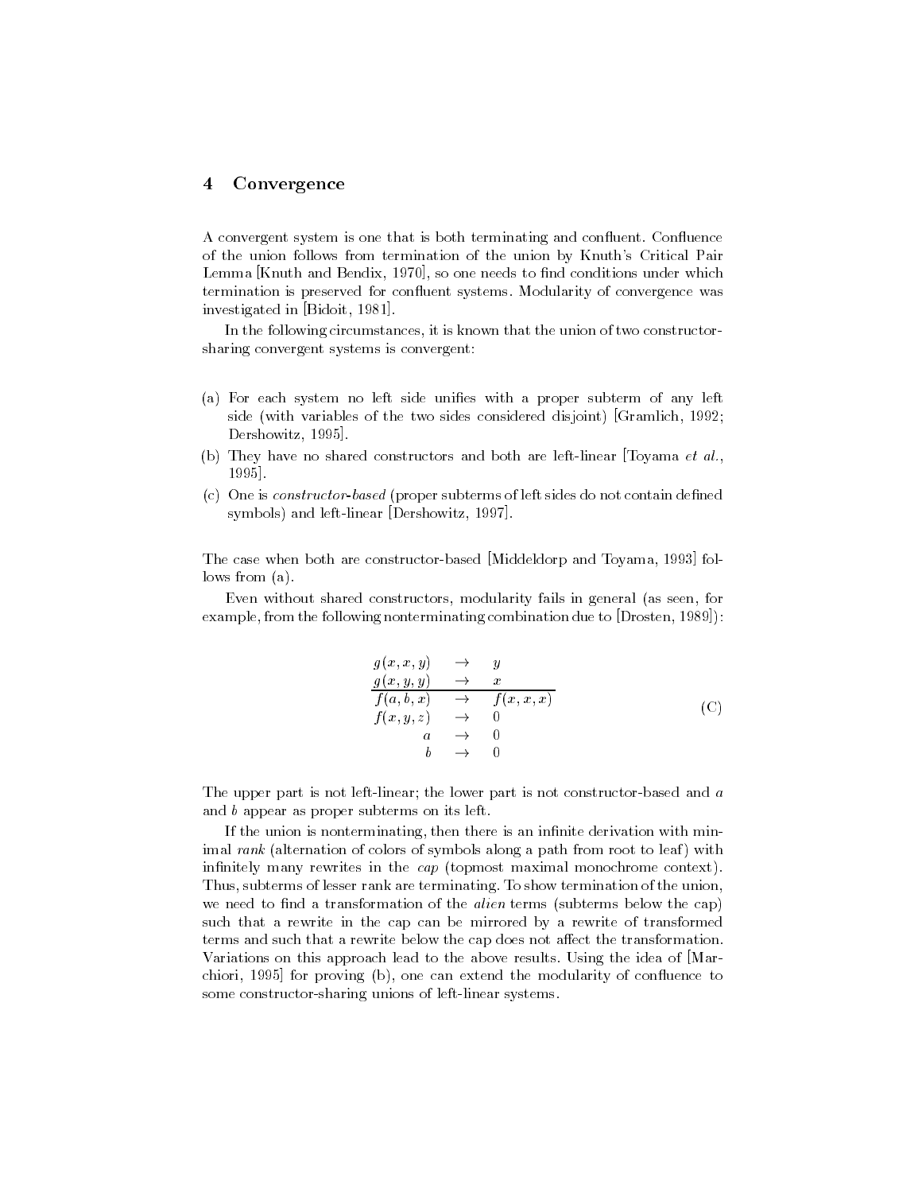## 4 Convergence

A convergent system is one that is both terminating and confluent. Confluence of the union follows from termination of the union by Knuth's Critical Pair Lemma [Knuth and Bendix, 1970], so one needs to find conditions under which termination is preserved for confluent systems. Modularity of convergence was investigated in [Bidoit, 1981].

In the following circumstances, it is known that the union of two constructor-sharing convergent systems is convergent:

(a) For each system no left side unifies with a proper subterm of any left side (with variables of the two sides considered disjoint) [Gramlich, 1992; Dershowitz, 1995].

(b) They have no shared constructors and both are left-linear [Toyama *et al.*, 1995].

(c) One is *constructor-based* (proper subterms of left sides do not contain defined symbols) and left-linear [Dershowitz, 1997].

The case when both are constructor-based [Middeldorp and Toyama, 1993] follows from (a).

Even without shared constructors, modularity fails in general (as seen, for example, from the following nonterminating combination due to [Drosten, 1989]):

$$
\begin{array}{rcl}
g(x,x,y) & \to & y \\
g(x,y,y) & \to & x \\
\hline
f(a,b,x) & \to & f(x,x,x) \\
f(x,y,z) & \to & 0 \\
a & \to & 0 \\
b & \to & 0
\end{array}
\qquad \text{(C)}
$$

The upper part is not left-linear; the lower part is not constructor-based and $a$ and $b$ appear as proper subterms on its left.

If the union is nonterminating, then there is an infinite derivation with minimal *rank* (alternation of colors of symbols along a path from root to leaf) with infinitely many rewrites in the *cap* (topmost maximal monochrome context). Thus, subterms of lesser rank are terminating. To show termination of the union, we need to find a transformation of the *alien* terms (subterms below the cap) such that a rewrite in the cap can be mirrored by a rewrite of transformed terms and such that a rewrite below the cap does not affect the transformation. Variations on this approach lead to the above results. Using the idea of [Marchiori, 1995] for proving (b), one can extend the modularity of confluence to some constructor-sharing unions of left-linear systems.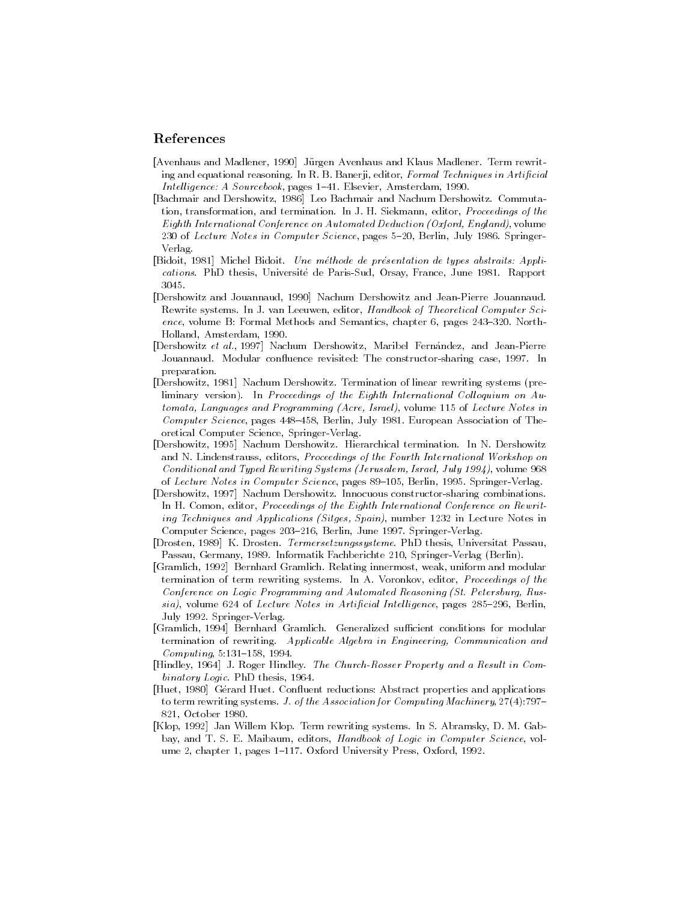## References

[Avenhaus and Madlener, 1990] Jürgen Avenhaus and Klaus Madlener. Term rewriting and equational reasoning. In R. B. Banerji, editor, *Formal Techniques in Artificial Intelligence: A Sourcebook*, pages 1–41. Elsevier, Amsterdam, 1990.

[Bachmair and Dershowitz, 1986] Leo Bachmair and Nachum Dershowitz. Commutation, transformation, and termination. In J. H. Siekmann, editor, *Proceedings of the Eighth International Conference on Automated Deduction (Oxford, England)*, volume 230 of *Lecture Notes in Computer Science*, pages 5–20, Berlin, July 1986. Springer-Verlag.

[Bidoit, 1981] Michel Bidoit. *Une méthode de présentation de types abstraits: Applications*. PhD thesis, Université de Paris-Sud, Orsay, France, June 1981. Rapport 3045.

[Dershowitz and Jouannaud, 1990] Nachum Dershowitz and Jean-Pierre Jouannaud. Rewrite systems. In J. van Leeuwen, editor, *Handbook of Theoretical Computer Science*, volume B: Formal Methods and Semantics, chapter 6, pages 243–320. North-Holland, Amsterdam, 1990.

[Dershowitz *et al.*, 1997] Nachum Dershowitz, Maribel Fernández, and Jean-Pierre Jouannaud. Modular confluence revisited: The constructor-sharing case, 1997. In preparation.

[Dershowitz, 1981] Nachum Dershowitz. Termination of linear rewriting systems (preliminary version). In *Proceedings of the Eighth International Colloquium on Automata, Languages and Programming (Acre, Israel)*, volume 115 of *Lecture Notes in Computer Science*, pages 448–458, Berlin, July 1981. European Association of Theoretical Computer Science, Springer-Verlag.

[Dershowitz, 1995] Nachum Dershowitz. Hierarchical termination. In N. Dershowitz and N. Lindenstrauss, editors, *Proceedings of the Fourth International Workshop on Conditional and Typed Rewriting Systems (Jerusalem, Israel, July 1994)*, volume 968 of *Lecture Notes in Computer Science*, pages 89–105, Berlin, 1995. Springer-Verlag.

[Dershowitz, 1997] Nachum Dershowitz. Innocuous constructor-sharing combinations. In H. Comon, editor, *Proceedings of the Eighth International Conference on Rewriting Techniques and Applications (Sitges, Spain)*, number 1232 in Lecture Notes in Computer Science, pages 203–216, Berlin, June 1997. Springer-Verlag.

[Drosten, 1989] K. Drosten. *Termersetzungssysteme*. PhD thesis, Universitat Passau, Passau, Germany, 1989. Informatik Fachberichte 210, Springer-Verlag (Berlin).

[Gramlich, 1992] Bernhard Gramlich. Relating innermost, weak, uniform and modular termination of term rewriting systems. In A. Voronkov, editor, *Proceedings of the Conference on Logic Programming and Automated Reasoning (St. Petersburg, Russia)*, volume 624 of *Lecture Notes in Artificial Intelligence*, pages 285–296, Berlin, July 1992. Springer-Verlag.

[Gramlich, 1994] Bernhard Gramlich. Generalized sufficient conditions for modular termination of rewriting. *Applicable Algebra in Engineering, Communication and Computing*, 5:131–158, 1994.

[Hindley, 1964] J. Roger Hindley. *The Church-Rosser Property and a Result in Combinatory Logic*. PhD thesis, 1964.

[Huet, 1980] Gérard Huet. Confluent reductions: Abstract properties and applications to term rewriting systems. *J. of the Association for Computing Machinery*, 27(4):797–821, October 1980.

[Klop, 1992] Jan Willem Klop. Term rewriting systems. In S. Abramsky, D. M. Gabbay, and T. S. E. Maibaum, editors, *Handbook of Logic in Computer Science*, volume 2, chapter 1, pages 1–117. Oxford University Press, Oxford, 1992.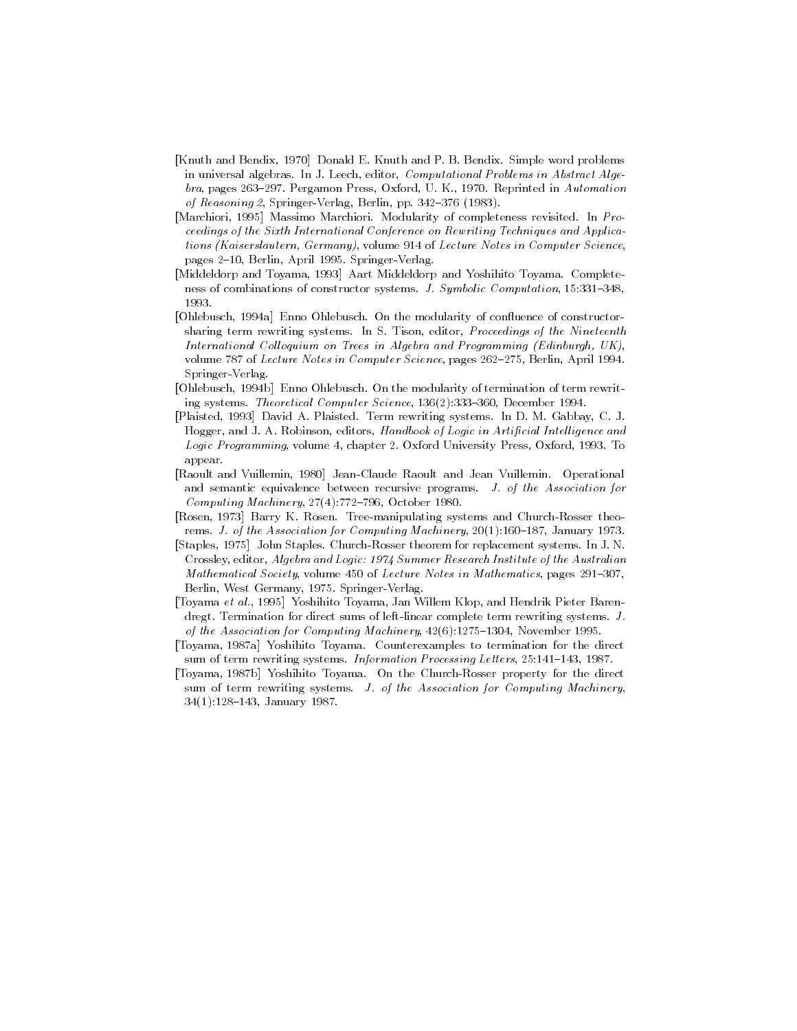[Knuth and Bendix, 1970] Donald E. Knuth and P. B. Bendix. Simple word problems in universal algebras. In J. Leech, editor, *Computational Problems in Abstract Algebra*, pages 263–297. Pergamon Press, Oxford, U. K., 1970. Reprinted in *Automation of Reasoning 2*, Springer-Verlag, Berlin, pp. 342–376 (1983).

[Marchiori, 1995] Massimo Marchiori. Modularity of completeness revisited. In *Proceedings of the Sixth International Conference on Rewriting Techniques and Applications (Kaiserslautern, Germany)*, volume 914 of *Lecture Notes in Computer Science*, pages 2–10, Berlin, April 1995. Springer-Verlag.

[Middeldorp and Toyama, 1993] Aart Middeldorp and Yoshihito Toyama. Completeness of combinations of constructor systems. *J. Symbolic Computation*, 15:331–348, 1993.

[Ohlebusch, 1994a] Enno Ohlebusch. On the modularity of confluence of constructor-sharing term rewriting systems. In S. Tison, editor, *Proceedings of the Nineteenth International Colloquium on Trees in Algebra and Programming (Edinburgh, UK)*, volume 787 of *Lecture Notes in Computer Science*, pages 262–275, Berlin, April 1994. Springer-Verlag.

[Ohlebusch, 1994b] Enno Ohlebusch. On the modularity of termination of term rewriting systems. *Theoretical Computer Science*, 136(2):333–360, December 1994.

[Plaisted, 1993] David A. Plaisted. Term rewriting systems. In D. M. Gabbay, C. J. Hogger, and J. A. Robinson, editors, *Handbook of Logic in Artificial Intelligence and Logic Programming*, volume 4, chapter 2. Oxford University Press, Oxford, 1993. To appear.

[Raoult and Vuillemin, 1980] Jean-Claude Raoult and Jean Vuillemin. Operational and semantic equivalence between recursive programs. *J. of the Association for Computing Machinery*, 27(4):772–796, October 1980.

[Rosen, 1973] Barry K. Rosen. Tree-manipulating systems and Church-Rosser theorems. *J. of the Association for Computing Machinery*, 20(1):160–187, January 1973.

[Staples, 1975] John Staples. Church-Rosser theorem for replacement systems. In J. N. Crossley, editor, *Algebra and Logic: 1974 Summer Research Institute of the Australian Mathematical Society*, volume 450 of *Lecture Notes in Mathematics*, pages 291–307, Berlin, West Germany, 1975. Springer-Verlag.

[Toyama *et al.*, 1995] Yoshihito Toyama, Jan Willem Klop, and Hendrik Pieter Barendregt. Termination for direct sums of left-linear complete term rewriting systems. *J. of the Association for Computing Machinery*, 42(6):1275–1304, November 1995.

[Toyama, 1987a] Yoshihito Toyama. Counterexamples to termination for the direct sum of term rewriting systems. *Information Processing Letters*, 25:141–143, 1987.

[Toyama, 1987b] Yoshihito Toyama. On the Church-Rosser property for the direct sum of term rewriting systems. *J. of the Association for Computing Machinery*, 34(1):128–143, January 1987.